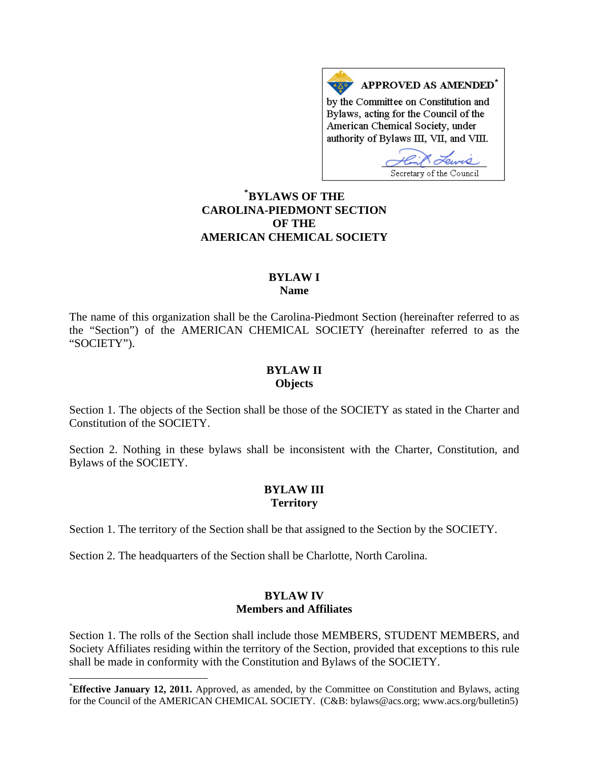**APPROVED AS AMENDED***

by the Committee on Constitution and Bylaws, acting for the Council of the American Chemical Society, under authority of Bylaws III, VII, and VIII.

Secretary of the Council

# *BYLAWS OF THE CAROLINA-PIEDMONT SECTION OF THE AMERICAN CHEMICAL SOCIETY

## BYLAW I
## Name

The name of this organization shall be the Carolina-Piedmont Section (hereinafter referred to as the "Section") of the AMERICAN CHEMICAL SOCIETY (hereinafter referred to as the "SOCIETY").

## BYLAW II
## Objects

Section 1. The objects of the Section shall be those of the SOCIETY as stated in the Charter and Constitution of the SOCIETY.

Section 2. Nothing in these bylaws shall be inconsistent with the Charter, Constitution, and Bylaws of the SOCIETY.

## BYLAW III
## Territory

Section 1. The territory of the Section shall be that assigned to the Section by the SOCIETY.

Section 2. The headquarters of the Section shall be Charlotte, North Carolina.

## BYLAW IV
## Members and Affiliates

Section 1. The rolls of the Section shall include those MEMBERS, STUDENT MEMBERS, and Society Affiliates residing within the territory of the Section, provided that exceptions to this rule shall be made in conformity with the Constitution and Bylaws of the SOCIETY.

---

***Effective January 12, 2011.** Approved, as amended, by the Committee on Constitution and Bylaws, acting for the Council of the AMERICAN CHEMICAL SOCIETY. (C&B: bylaws@acs.org; www.acs.org/bulletin5)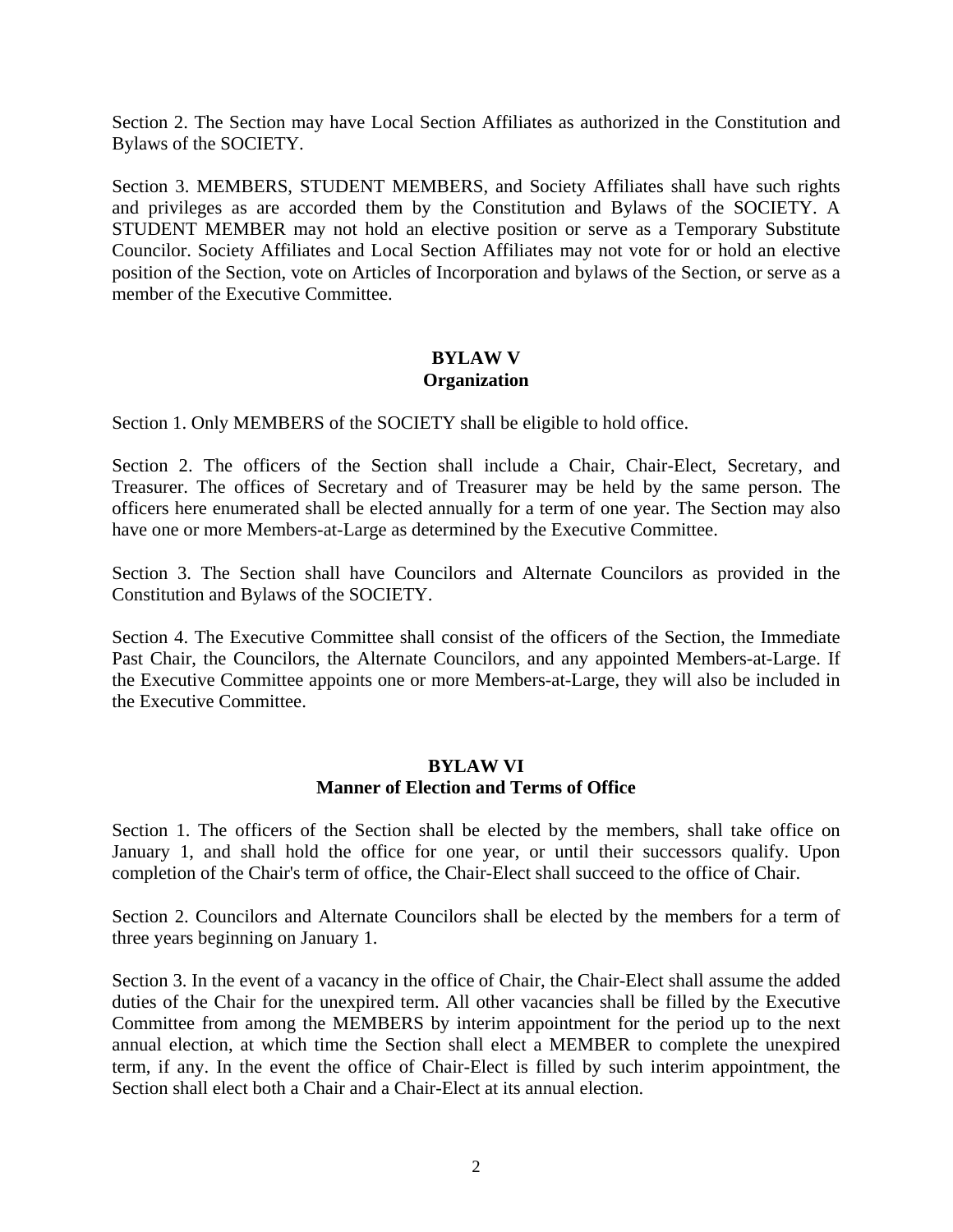Section 2. The Section may have Local Section Affiliates as authorized in the Constitution and Bylaws of the SOCIETY.

Section 3. MEMBERS, STUDENT MEMBERS, and Society Affiliates shall have such rights and privileges as are accorded them by the Constitution and Bylaws of the SOCIETY. A STUDENT MEMBER may not hold an elective position or serve as a Temporary Substitute Councilor. Society Affiliates and Local Section Affiliates may not vote for or hold an elective position of the Section, vote on Articles of Incorporation and bylaws of the Section, or serve as a member of the Executive Committee.

## BYLAW V
## Organization

Section 1. Only MEMBERS of the SOCIETY shall be eligible to hold office.

Section 2. The officers of the Section shall include a Chair, Chair-Elect, Secretary, and Treasurer. The offices of Secretary and of Treasurer may be held by the same person. The officers here enumerated shall be elected annually for a term of one year. The Section may also have one or more Members-at-Large as determined by the Executive Committee.

Section 3. The Section shall have Councilors and Alternate Councilors as provided in the Constitution and Bylaws of the SOCIETY.

Section 4. The Executive Committee shall consist of the officers of the Section, the Immediate Past Chair, the Councilors, the Alternate Councilors, and any appointed Members-at-Large. If the Executive Committee appoints one or more Members-at-Large, they will also be included in the Executive Committee.

## BYLAW VI
## Manner of Election and Terms of Office

Section 1. The officers of the Section shall be elected by the members, shall take office on January 1, and shall hold the office for one year, or until their successors qualify. Upon completion of the Chair's term of office, the Chair-Elect shall succeed to the office of Chair.

Section 2. Councilors and Alternate Councilors shall be elected by the members for a term of three years beginning on January 1.

Section 3. In the event of a vacancy in the office of Chair, the Chair-Elect shall assume the added duties of the Chair for the unexpired term. All other vacancies shall be filled by the Executive Committee from among the MEMBERS by interim appointment for the period up to the next annual election, at which time the Section shall elect a MEMBER to complete the unexpired term, if any. In the event the office of Chair-Elect is filled by such interim appointment, the Section shall elect both a Chair and a Chair-Elect at its annual election.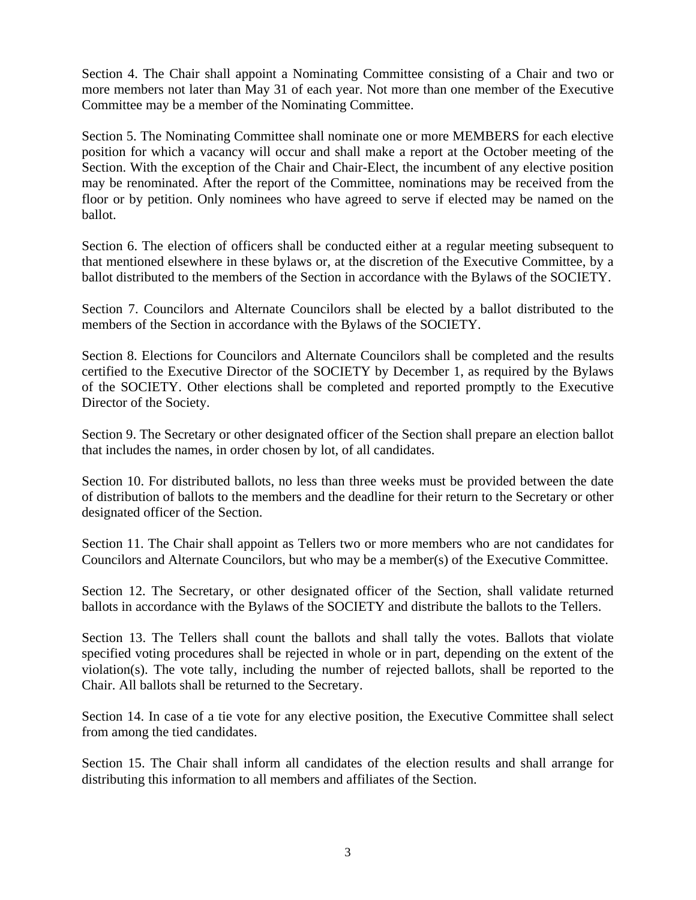Section 4. The Chair shall appoint a Nominating Committee consisting of a Chair and two or more members not later than May 31 of each year. Not more than one member of the Executive Committee may be a member of the Nominating Committee.

Section 5. The Nominating Committee shall nominate one or more MEMBERS for each elective position for which a vacancy will occur and shall make a report at the October meeting of the Section. With the exception of the Chair and Chair-Elect, the incumbent of any elective position may be renominated. After the report of the Committee, nominations may be received from the floor or by petition. Only nominees who have agreed to serve if elected may be named on the ballot.

Section 6. The election of officers shall be conducted either at a regular meeting subsequent to that mentioned elsewhere in these bylaws or, at the discretion of the Executive Committee, by a ballot distributed to the members of the Section in accordance with the Bylaws of the SOCIETY.

Section 7. Councilors and Alternate Councilors shall be elected by a ballot distributed to the members of the Section in accordance with the Bylaws of the SOCIETY.

Section 8. Elections for Councilors and Alternate Councilors shall be completed and the results certified to the Executive Director of the SOCIETY by December 1, as required by the Bylaws of the SOCIETY. Other elections shall be completed and reported promptly to the Executive Director of the Society.

Section 9. The Secretary or other designated officer of the Section shall prepare an election ballot that includes the names, in order chosen by lot, of all candidates.

Section 10. For distributed ballots, no less than three weeks must be provided between the date of distribution of ballots to the members and the deadline for their return to the Secretary or other designated officer of the Section.

Section 11. The Chair shall appoint as Tellers two or more members who are not candidates for Councilors and Alternate Councilors, but who may be a member(s) of the Executive Committee.

Section 12. The Secretary, or other designated officer of the Section, shall validate returned ballots in accordance with the Bylaws of the SOCIETY and distribute the ballots to the Tellers.

Section 13. The Tellers shall count the ballots and shall tally the votes. Ballots that violate specified voting procedures shall be rejected in whole or in part, depending on the extent of the violation(s). The vote tally, including the number of rejected ballots, shall be reported to the Chair. All ballots shall be returned to the Secretary.

Section 14. In case of a tie vote for any elective position, the Executive Committee shall select from among the tied candidates.

Section 15. The Chair shall inform all candidates of the election results and shall arrange for distributing this information to all members and affiliates of the Section.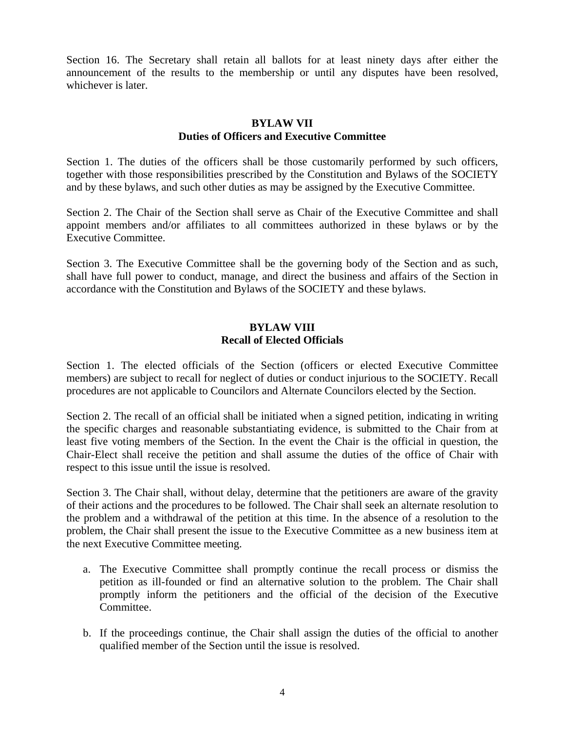Section 16. The Secretary shall retain all ballots for at least ninety days after either the announcement of the results to the membership or until any disputes have been resolved, whichever is later.

## BYLAW VII
## Duties of Officers and Executive Committee

Section 1. The duties of the officers shall be those customarily performed by such officers, together with those responsibilities prescribed by the Constitution and Bylaws of the SOCIETY and by these bylaws, and such other duties as may be assigned by the Executive Committee.

Section 2. The Chair of the Section shall serve as Chair of the Executive Committee and shall appoint members and/or affiliates to all committees authorized in these bylaws or by the Executive Committee.

Section 3. The Executive Committee shall be the governing body of the Section and as such, shall have full power to conduct, manage, and direct the business and affairs of the Section in accordance with the Constitution and Bylaws of the SOCIETY and these bylaws.

## BYLAW VIII
## Recall of Elected Officials

Section 1. The elected officials of the Section (officers or elected Executive Committee members) are subject to recall for neglect of duties or conduct injurious to the SOCIETY. Recall procedures are not applicable to Councilors and Alternate Councilors elected by the Section.

Section 2. The recall of an official shall be initiated when a signed petition, indicating in writing the specific charges and reasonable substantiating evidence, is submitted to the Chair from at least five voting members of the Section. In the event the Chair is the official in question, the Chair-Elect shall receive the petition and shall assume the duties of the office of Chair with respect to this issue until the issue is resolved.

Section 3. The Chair shall, without delay, determine that the petitioners are aware of the gravity of their actions and the procedures to be followed. The Chair shall seek an alternate resolution to the problem and a withdrawal of the petition at this time. In the absence of a resolution to the problem, the Chair shall present the issue to the Executive Committee as a new business item at the next Executive Committee meeting.

a. The Executive Committee shall promptly continue the recall process or dismiss the petition as ill-founded or find an alternative solution to the problem. The Chair shall promptly inform the petitioners and the official of the decision of the Executive Committee.

b. If the proceedings continue, the Chair shall assign the duties of the official to another qualified member of the Section until the issue is resolved.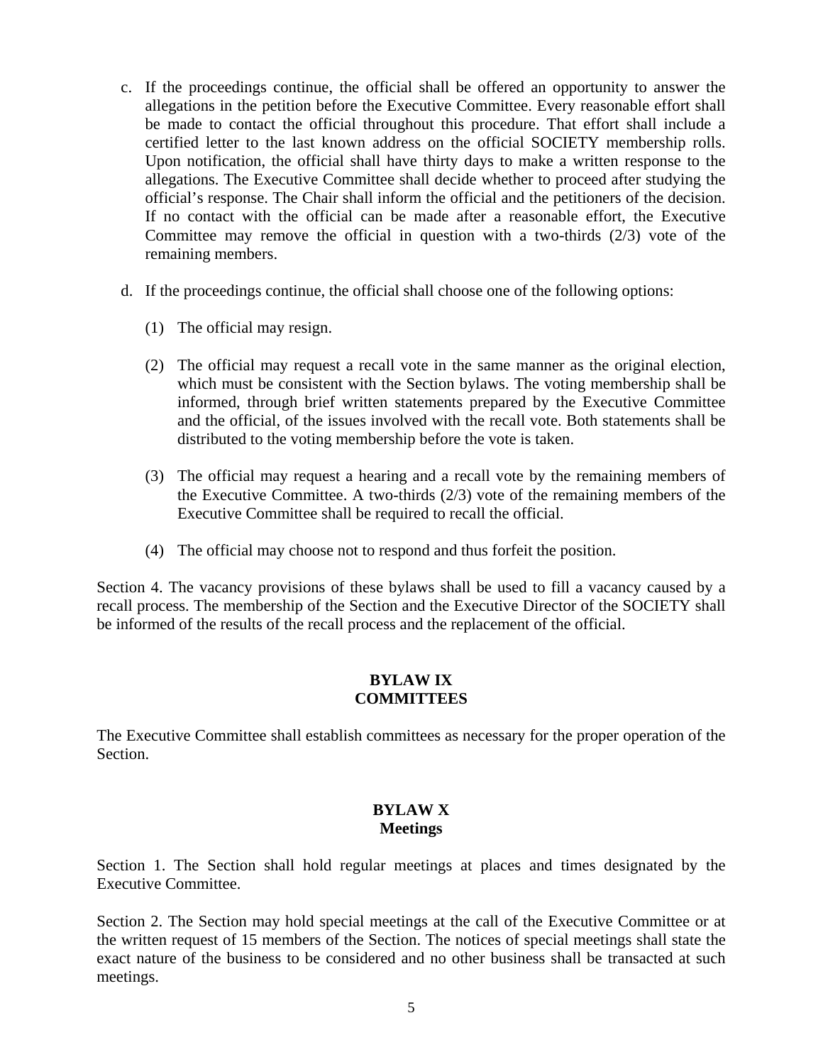c. If the proceedings continue, the official shall be offered an opportunity to answer the allegations in the petition before the Executive Committee. Every reasonable effort shall be made to contact the official throughout this procedure. That effort shall include a certified letter to the last known address on the official SOCIETY membership rolls. Upon notification, the official shall have thirty days to make a written response to the allegations. The Executive Committee shall decide whether to proceed after studying the official's response. The Chair shall inform the official and the petitioners of the decision. If no contact with the official can be made after a reasonable effort, the Executive Committee may remove the official in question with a two-thirds (2/3) vote of the remaining members.

d. If the proceedings continue, the official shall choose one of the following options:

   (1) The official may resign.

   (2) The official may request a recall vote in the same manner as the original election, which must be consistent with the Section bylaws. The voting membership shall be informed, through brief written statements prepared by the Executive Committee and the official, of the issues involved with the recall vote. Both statements shall be distributed to the voting membership before the vote is taken.

   (3) The official may request a hearing and a recall vote by the remaining members of the Executive Committee. A two-thirds (2/3) vote of the remaining members of the Executive Committee shall be required to recall the official.

   (4) The official may choose not to respond and thus forfeit the position.

Section 4. The vacancy provisions of these bylaws shall be used to fill a vacancy caused by a recall process. The membership of the Section and the Executive Director of the SOCIETY shall be informed of the results of the recall process and the replacement of the official.

## BYLAW IX
## COMMITTEES

The Executive Committee shall establish committees as necessary for the proper operation of the Section.

## BYLAW X
## Meetings

Section 1. The Section shall hold regular meetings at places and times designated by the Executive Committee.

Section 2. The Section may hold special meetings at the call of the Executive Committee or at the written request of 15 members of the Section. The notices of special meetings shall state the exact nature of the business to be considered and no other business shall be transacted at such meetings.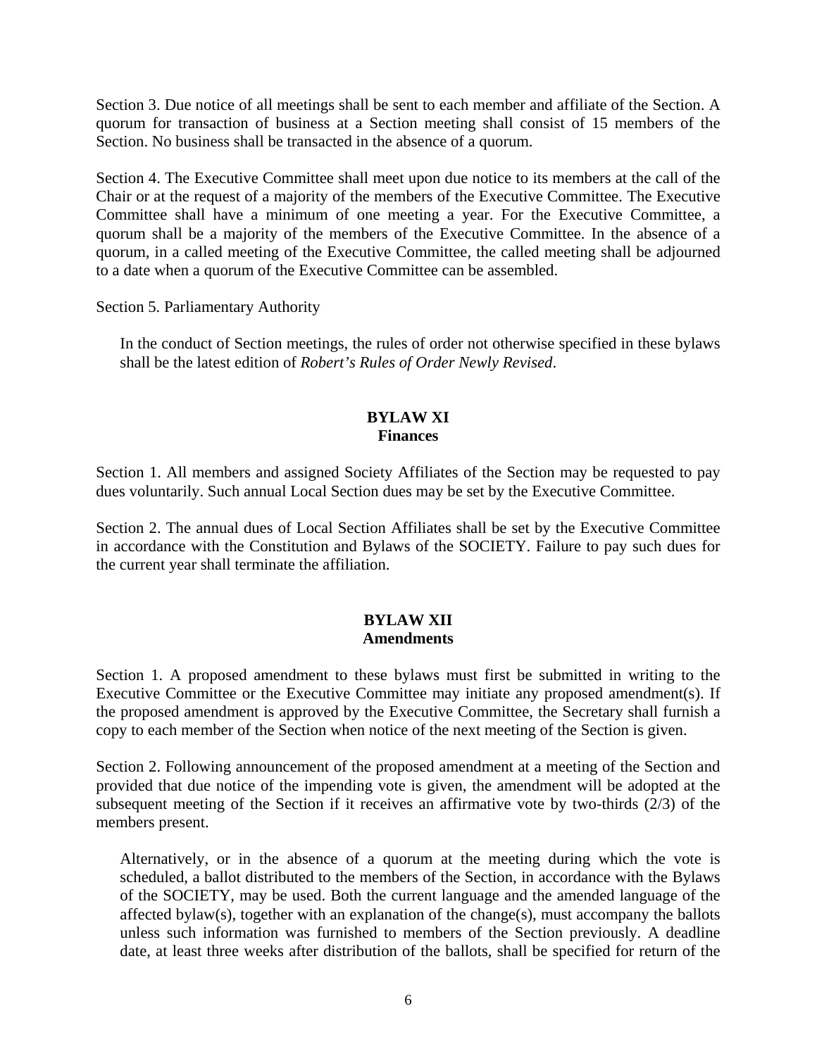Section 3. Due notice of all meetings shall be sent to each member and affiliate of the Section. A quorum for transaction of business at a Section meeting shall consist of 15 members of the Section. No business shall be transacted in the absence of a quorum.

Section 4. The Executive Committee shall meet upon due notice to its members at the call of the Chair or at the request of a majority of the members of the Executive Committee. The Executive Committee shall have a minimum of one meeting a year. For the Executive Committee, a quorum shall be a majority of the members of the Executive Committee. In the absence of a quorum, in a called meeting of the Executive Committee, the called meeting shall be adjourned to a date when a quorum of the Executive Committee can be assembled.

Section 5. Parliamentary Authority

In the conduct of Section meetings, the rules of order not otherwise specified in these bylaws shall be the latest edition of *Robert's Rules of Order Newly Revised*.

## BYLAW XI
## Finances

Section 1. All members and assigned Society Affiliates of the Section may be requested to pay dues voluntarily. Such annual Local Section dues may be set by the Executive Committee.

Section 2. The annual dues of Local Section Affiliates shall be set by the Executive Committee in accordance with the Constitution and Bylaws of the SOCIETY. Failure to pay such dues for the current year shall terminate the affiliation.

## BYLAW XII
## Amendments

Section 1. A proposed amendment to these bylaws must first be submitted in writing to the Executive Committee or the Executive Committee may initiate any proposed amendment(s). If the proposed amendment is approved by the Executive Committee, the Secretary shall furnish a copy to each member of the Section when notice of the next meeting of the Section is given.

Section 2. Following announcement of the proposed amendment at a meeting of the Section and provided that due notice of the impending vote is given, the amendment will be adopted at the subsequent meeting of the Section if it receives an affirmative vote by two-thirds (2/3) of the members present.

Alternatively, or in the absence of a quorum at the meeting during which the vote is scheduled, a ballot distributed to the members of the Section, in accordance with the Bylaws of the SOCIETY, may be used. Both the current language and the amended language of the affected bylaw(s), together with an explanation of the change(s), must accompany the ballots unless such information was furnished to members of the Section previously. A deadline date, at least three weeks after distribution of the ballots, shall be specified for return of the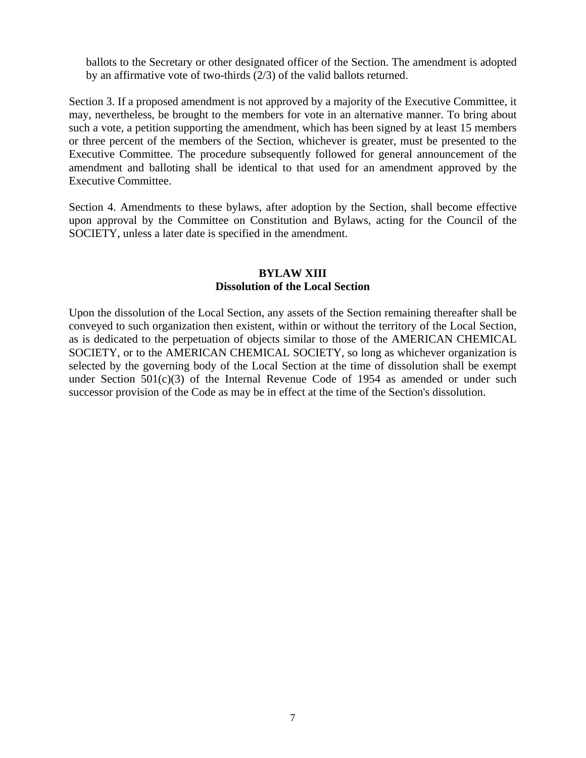ballots to the Secretary or other designated officer of the Section. The amendment is adopted by an affirmative vote of two-thirds (2/3) of the valid ballots returned.

Section 3. If a proposed amendment is not approved by a majority of the Executive Committee, it may, nevertheless, be brought to the members for vote in an alternative manner. To bring about such a vote, a petition supporting the amendment, which has been signed by at least 15 members or three percent of the members of the Section, whichever is greater, must be presented to the Executive Committee. The procedure subsequently followed for general announcement of the amendment and balloting shall be identical to that used for an amendment approved by the Executive Committee.

Section 4. Amendments to these bylaws, after adoption by the Section, shall become effective upon approval by the Committee on Constitution and Bylaws, acting for the Council of the SOCIETY, unless a later date is specified in the amendment.

## BYLAW XIII
## Dissolution of the Local Section

Upon the dissolution of the Local Section, any assets of the Section remaining thereafter shall be conveyed to such organization then existent, within or without the territory of the Local Section, as is dedicated to the perpetuation of objects similar to those of the AMERICAN CHEMICAL SOCIETY, or to the AMERICAN CHEMICAL SOCIETY, so long as whichever organization is selected by the governing body of the Local Section at the time of dissolution shall be exempt under Section 501(c)(3) of the Internal Revenue Code of 1954 as amended or under such successor provision of the Code as may be in effect at the time of the Section's dissolution.